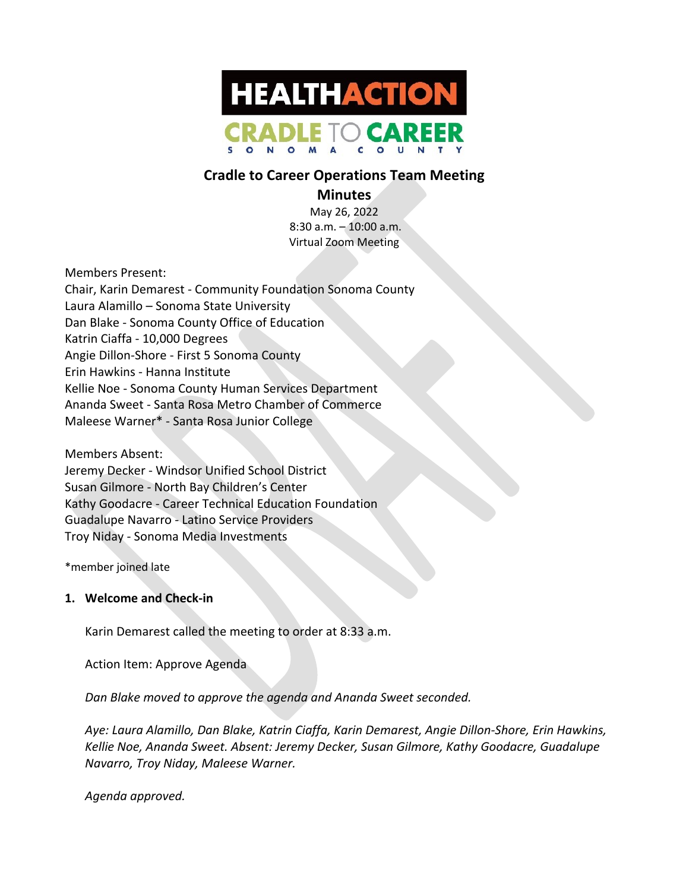HEALTHACTION
CRADLE TO CAREER
SONOMA COUNTY

# Cradle to Career Operations Team Meeting
## Minutes

May 26, 2022
8:30 a.m. – 10:00 a.m.
Virtual Zoom Meeting

Members Present:
Chair, Karin Demarest - Community Foundation Sonoma County
Laura Alamillo – Sonoma State University
Dan Blake - Sonoma County Office of Education
Katrin Ciaffa - 10,000 Degrees
Angie Dillon-Shore - First 5 Sonoma County
Erin Hawkins - Hanna Institute
Kellie Noe - Sonoma County Human Services Department
Ananda Sweet - Santa Rosa Metro Chamber of Commerce
Maleese Warner* - Santa Rosa Junior College

Members Absent:
Jeremy Decker - Windsor Unified School District
Susan Gilmore - North Bay Children's Center
Kathy Goodacre - Career Technical Education Foundation
Guadalupe Navarro - Latino Service Providers
Troy Niday - Sonoma Media Investments

*member joined late

### 1. Welcome and Check-in

Karin Demarest called the meeting to order at 8:33 a.m.

Action Item: Approve Agenda

*Dan Blake moved to approve the agenda and Ananda Sweet seconded.*

*Aye: Laura Alamillo, Dan Blake, Katrin Ciaffa, Karin Demarest, Angie Dillon-Shore, Erin Hawkins, Kellie Noe, Ananda Sweet. Absent: Jeremy Decker, Susan Gilmore, Kathy Goodacre, Guadalupe Navarro, Troy Niday, Maleese Warner.*

*Agenda approved.*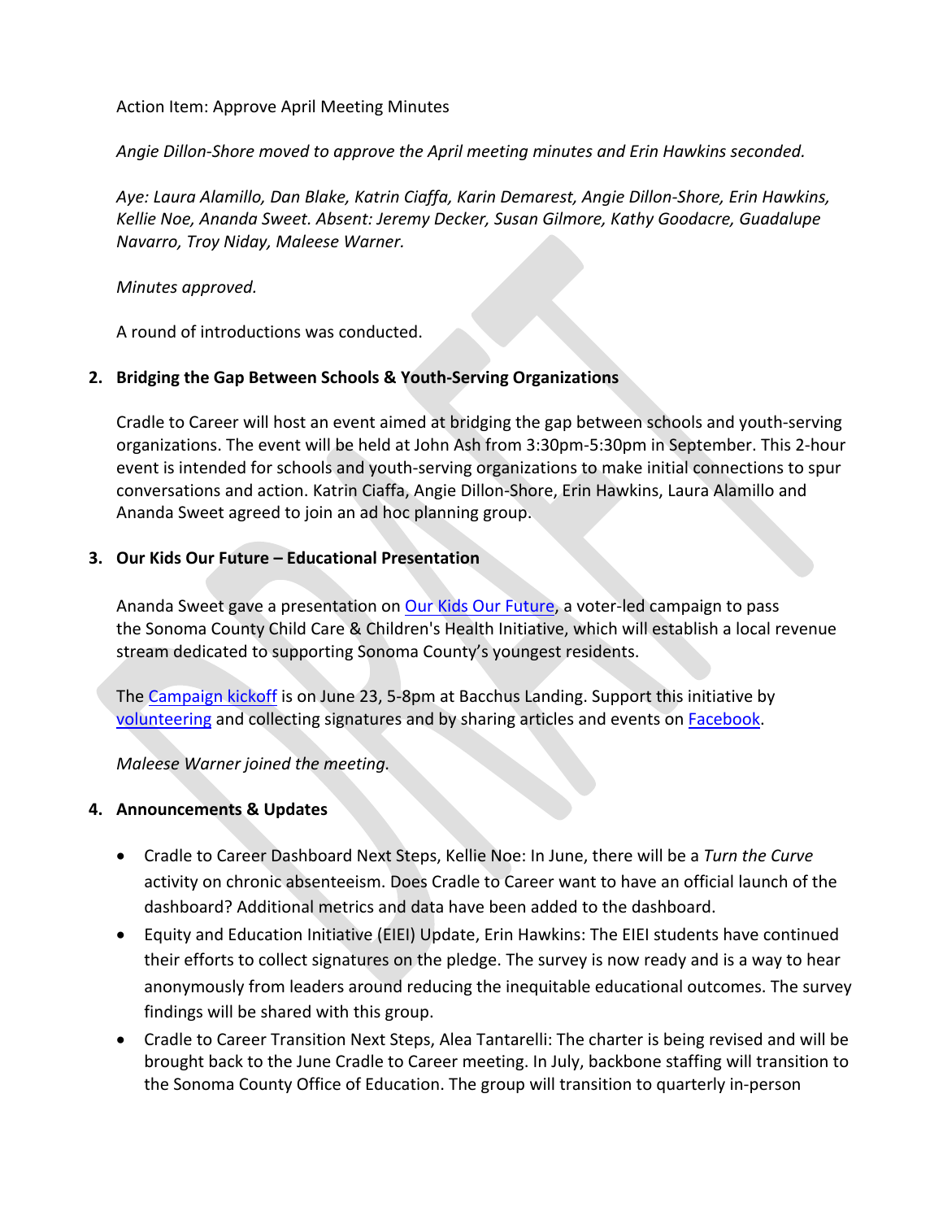Action Item: Approve April Meeting Minutes

*Angie Dillon-Shore moved to approve the April meeting minutes and Erin Hawkins seconded.*

*Aye: Laura Alamillo, Dan Blake, Katrin Ciaffa, Karin Demarest, Angie Dillon-Shore, Erin Hawkins, Kellie Noe, Ananda Sweet. Absent: Jeremy Decker, Susan Gilmore, Kathy Goodacre, Guadalupe Navarro, Troy Niday, Maleese Warner.*

*Minutes approved.*

A round of introductions was conducted.

2. **Bridging the Gap Between Schools & Youth-Serving Organizations**

   Cradle to Career will host an event aimed at bridging the gap between schools and youth-serving organizations. The event will be held at John Ash from 3:30pm-5:30pm in September. This 2-hour event is intended for schools and youth-serving organizations to make initial connections to spur conversations and action. Katrin Ciaffa, Angie Dillon-Shore, Erin Hawkins, Laura Alamillo and Ananda Sweet agreed to join an ad hoc planning group.

3. **Our Kids Our Future – Educational Presentation**

   Ananda Sweet gave a presentation on Our Kids Our Future, a voter-led campaign to pass the Sonoma County Child Care & Children's Health Initiative, which will establish a local revenue stream dedicated to supporting Sonoma County's youngest residents.

   The Campaign kickoff is on June 23, 5-8pm at Bacchus Landing. Support this initiative by volunteering and collecting signatures and by sharing articles and events on Facebook.

   *Maleese Warner joined the meeting.*

4. **Announcements & Updates**

   - Cradle to Career Dashboard Next Steps, Kellie Noe: In June, there will be a *Turn the Curve* activity on chronic absenteeism. Does Cradle to Career want to have an official launch of the dashboard? Additional metrics and data have been added to the dashboard.
   - Equity and Education Initiative (EIEI) Update, Erin Hawkins: The EIEI students have continued their efforts to collect signatures on the pledge. The survey is now ready and is a way to hear anonymously from leaders around reducing the inequitable educational outcomes. The survey findings will be shared with this group.
   - Cradle to Career Transition Next Steps, Alea Tantarelli: The charter is being revised and will be brought back to the June Cradle to Career meeting. In July, backbone staffing will transition to the Sonoma County Office of Education. The group will transition to quarterly in-person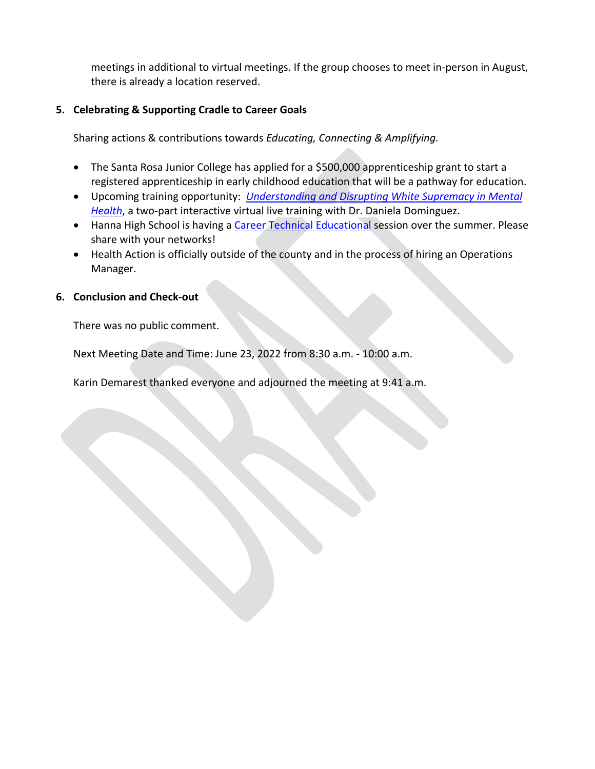meetings in additional to virtual meetings. If the group chooses to meet in-person in August, there is already a location reserved.

5. **Celebrating & Supporting Cradle to Career Goals**

   Sharing actions & contributions towards *Educating, Connecting & Amplifying.*

   - The Santa Rosa Junior College has applied for a $500,000 apprenticeship grant to start a registered apprenticeship in early childhood education that will be a pathway for education.
   - Upcoming training opportunity: *Understanding and Disrupting White Supremacy in Mental Health*, a two-part interactive virtual live training with Dr. Daniela Dominguez.
   - Hanna High School is having a Career Technical Educational session over the summer. Please share with your networks!
   - Health Action is officially outside of the county and in the process of hiring an Operations Manager.

6. **Conclusion and Check-out**

   There was no public comment.

   Next Meeting Date and Time: June 23, 2022 from 8:30 a.m. - 10:00 a.m.

   Karin Demarest thanked everyone and adjourned the meeting at 9:41 a.m.